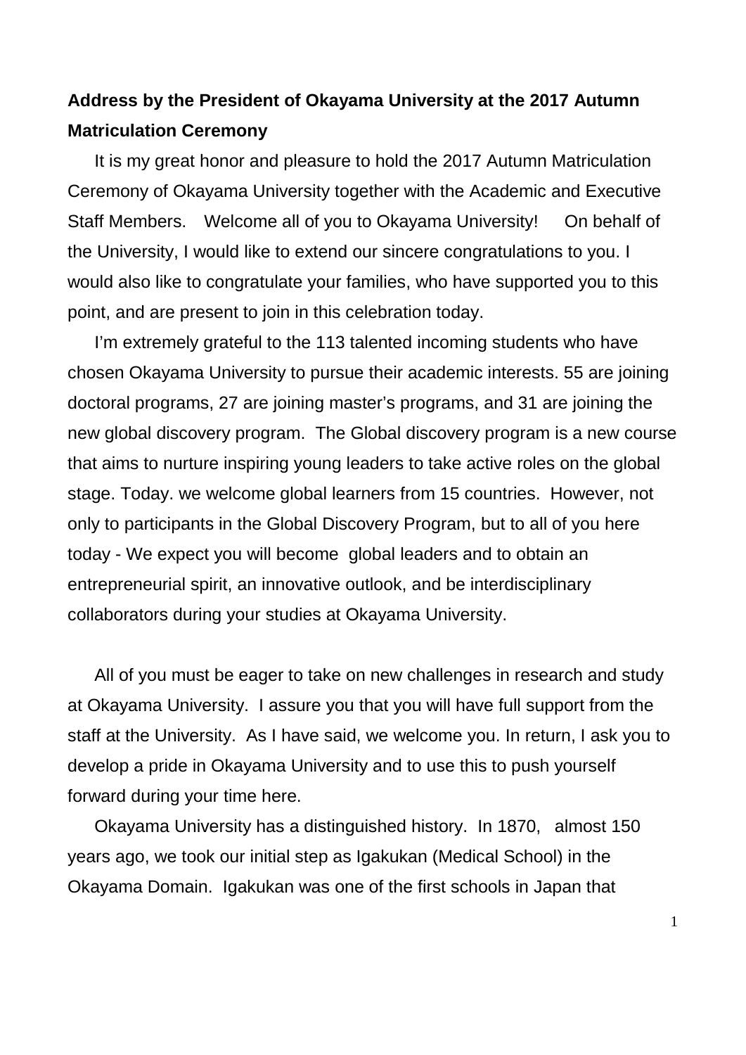**Address by the President of Okayama University at the 2017 Autumn Matriculation Ceremony**

It is my great honor and pleasure to hold the 2017 Autumn Matriculation Ceremony of Okayama University together with the Academic and Executive Staff Members. Welcome all of you to Okayama University! On behalf of the University, I would like to extend our sincere congratulations to you. I would also like to congratulate your families, who have supported you to this point, and are present to join in this celebration today.

I'm extremely grateful to the 113 talented incoming students who have chosen Okayama University to pursue their academic interests. 55 are joining doctoral programs, 27 are joining master's programs, and 31 are joining the new global discovery program. The Global discovery program is a new course that aims to nurture inspiring young leaders to take active roles on the global stage. Today. we welcome global learners from 15 countries. However, not only to participants in the Global Discovery Program, but to all of you here today - We expect you will become global leaders and to obtain an entrepreneurial spirit, an innovative outlook, and be interdisciplinary collaborators during your studies at Okayama University.

All of you must be eager to take on new challenges in research and study at Okayama University. I assure you that you will have full support from the staff at the University. As I have said, we welcome you. In return, I ask you to develop a pride in Okayama University and to use this to push yourself forward during your time here.

Okayama University has a distinguished history. In 1870, almost 150 years ago, we took our initial step as Igakukan (Medical School) in the Okayama Domain. Igakukan was one of the first schools in Japan that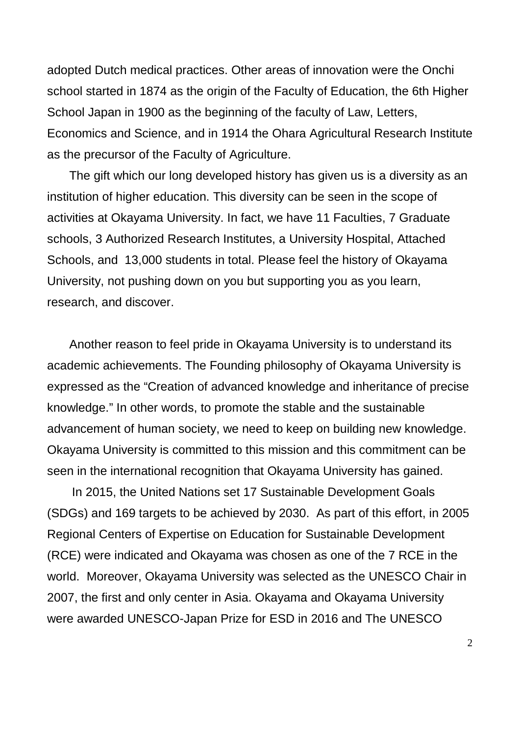adopted Dutch medical practices. Other areas of innovation were the Onchi school started in 1874 as the origin of the Faculty of Education, the 6th Higher School Japan in 1900 as the beginning of the faculty of Law, Letters, Economics and Science, and in 1914 the Ohara Agricultural Research Institute as the precursor of the Faculty of Agriculture.

The gift which our long developed history has given us is a diversity as an institution of higher education. This diversity can be seen in the scope of activities at Okayama University. In fact, we have 11 Faculties, 7 Graduate schools, 3 Authorized Research Institutes, a University Hospital, Attached Schools, and 13,000 students in total. Please feel the history of Okayama University, not pushing down on you but supporting you as you learn, research, and discover.

Another reason to feel pride in Okayama University is to understand its academic achievements. The Founding philosophy of Okayama University is expressed as the "Creation of advanced knowledge and inheritance of precise knowledge." In other words, to promote the stable and the sustainable advancement of human society, we need to keep on building new knowledge. Okayama University is committed to this mission and this commitment can be seen in the international recognition that Okayama University has gained.

In 2015, the United Nations set 17 Sustainable Development Goals (SDGs) and 169 targets to be achieved by 2030. As part of this effort, in 2005 Regional Centers of Expertise on Education for Sustainable Development (RCE) were indicated and Okayama was chosen as one of the 7 RCE in the world. Moreover, Okayama University was selected as the UNESCO Chair in 2007, the first and only center in Asia. Okayama and Okayama University were awarded UNESCO-Japan Prize for ESD in 2016 and The UNESCO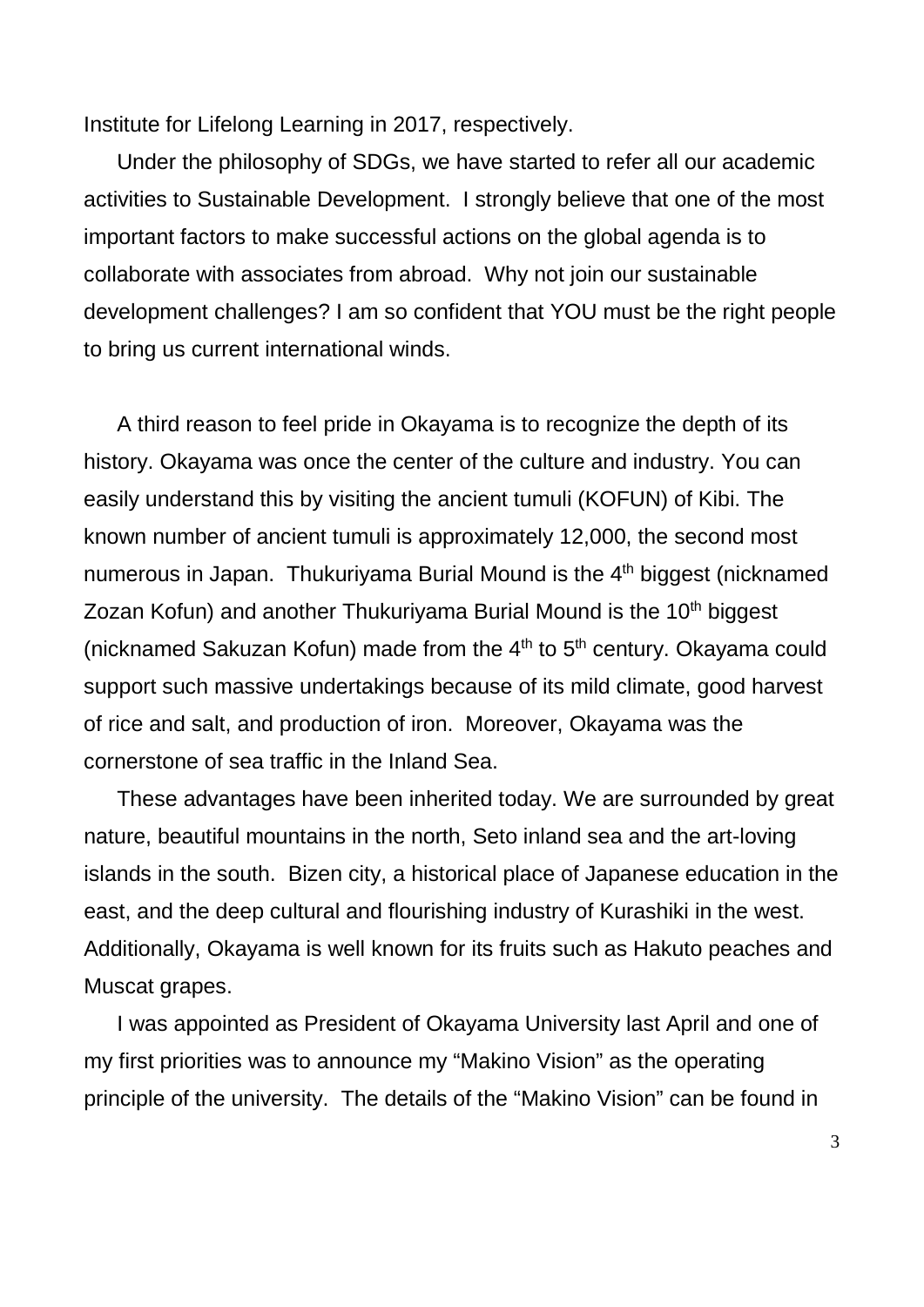Institute for Lifelong Learning in 2017, respectively.

Under the philosophy of SDGs, we have started to refer all our academic activities to Sustainable Development. I strongly believe that one of the most important factors to make successful actions on the global agenda is to collaborate with associates from abroad. Why not join our sustainable development challenges? I am so confident that YOU must be the right people to bring us current international winds.

A third reason to feel pride in Okayama is to recognize the depth of its history. Okayama was once the center of the culture and industry. You can easily understand this by visiting the ancient tumuli (KOFUN) of Kibi. The known number of ancient tumuli is approximately 12,000, the second most numerous in Japan. Thukuriyama Burial Mound is the 4th biggest (nicknamed Zozan Kofun) and another Thukuriyama Burial Mound is the 10th biggest (nicknamed Sakuzan Kofun) made from the 4th to 5th century. Okayama could support such massive undertakings because of its mild climate, good harvest of rice and salt, and production of iron. Moreover, Okayama was the cornerstone of sea traffic in the Inland Sea.

These advantages have been inherited today. We are surrounded by great nature, beautiful mountains in the north, Seto inland sea and the art-loving islands in the south. Bizen city, a historical place of Japanese education in the east, and the deep cultural and flourishing industry of Kurashiki in the west. Additionally, Okayama is well known for its fruits such as Hakuto peaches and Muscat grapes.

I was appointed as President of Okayama University last April and one of my first priorities was to announce my "Makino Vision" as the operating principle of the university. The details of the "Makino Vision" can be found in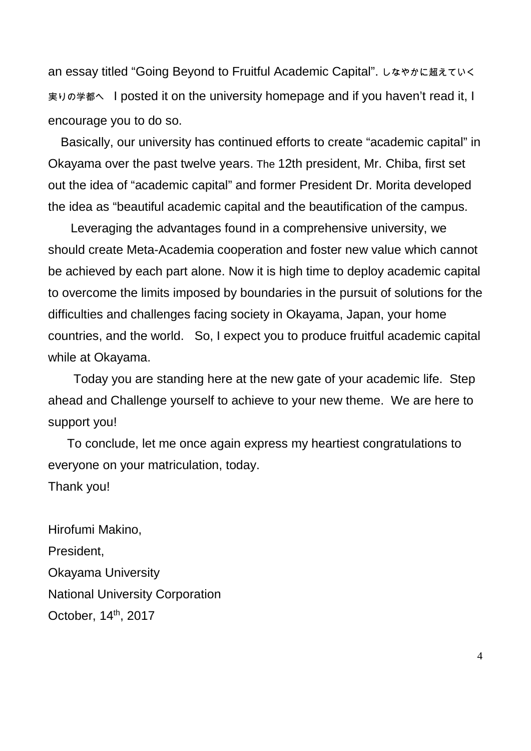an essay titled "Going Beyond to Fruitful Academic Capital". しなやかに超えていく実りの学都へ I posted it on the university homepage and if you haven't read it, I encourage you to do so.

Basically, our university has continued efforts to create "academic capital" in Okayama over the past twelve years. The 12th president, Mr. Chiba, first set out the idea of "academic capital" and former President Dr. Morita developed the idea as "beautiful academic capital and the beautification of the campus.

Leveraging the advantages found in a comprehensive university, we should create Meta-Academia cooperation and foster new value which cannot be achieved by each part alone. Now it is high time to deploy academic capital to overcome the limits imposed by boundaries in the pursuit of solutions for the difficulties and challenges facing society in Okayama, Japan, your home countries, and the world. So, I expect you to produce fruitful academic capital while at Okayama.

Today you are standing here at the new gate of your academic life. Step ahead and Challenge yourself to achieve to your new theme. We are here to support you!

To conclude, let me once again express my heartiest congratulations to everyone on your matriculation, today.

Thank you!

Hirofumi Makino,
President,
Okayama University
National University Corporation
October, 14th, 2017